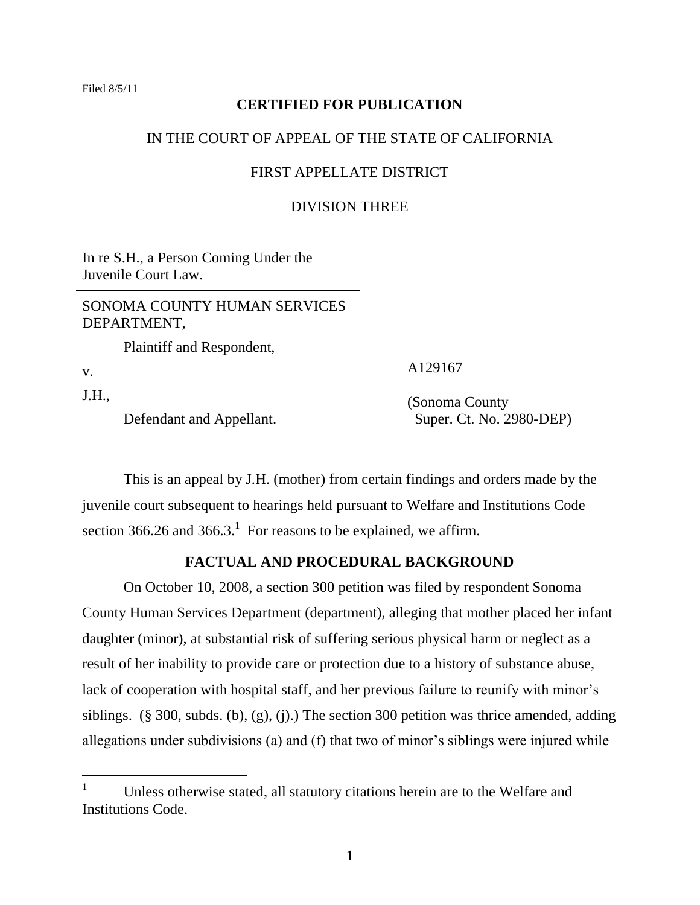Filed 8/5/11

**CERTIFIED FOR PUBLICATION**

IN THE COURT OF APPEAL OF THE STATE OF CALIFORNIA

FIRST APPELLATE DISTRICT

DIVISION THREE

| | |
|---|---|
| In re S.H., a Person Coming Under the Juvenile Court Law. | |
| SONOMA COUNTY HUMAN SERVICES DEPARTMENT,<br>Plaintiff and Respondent,<br>v.<br>J.H.,<br>Defendant and Appellant. | A129167<br><br>(Sonoma County Super. Ct. No. 2980-DEP) |

This is an appeal by J.H. (mother) from certain findings and orders made by the juvenile court subsequent to hearings held pursuant to Welfare and Institutions Code section 366.26 and 366.3.[1] For reasons to be explained, we affirm.

**FACTUAL AND PROCEDURAL BACKGROUND**

On October 10, 2008, a section 300 petition was filed by respondent Sonoma County Human Services Department (department), alleging that mother placed her infant daughter (minor), at substantial risk of suffering serious physical harm or neglect as a result of her inability to provide care or protection due to a history of substance abuse, lack of cooperation with hospital staff, and her previous failure to reunify with minor's siblings. (§ 300, subds. (b), (g), (j).) The section 300 petition was thrice amended, adding allegations under subdivisions (a) and (f) that two of minor's siblings were injured while

[1] Unless otherwise stated, all statutory citations herein are to the Welfare and Institutions Code.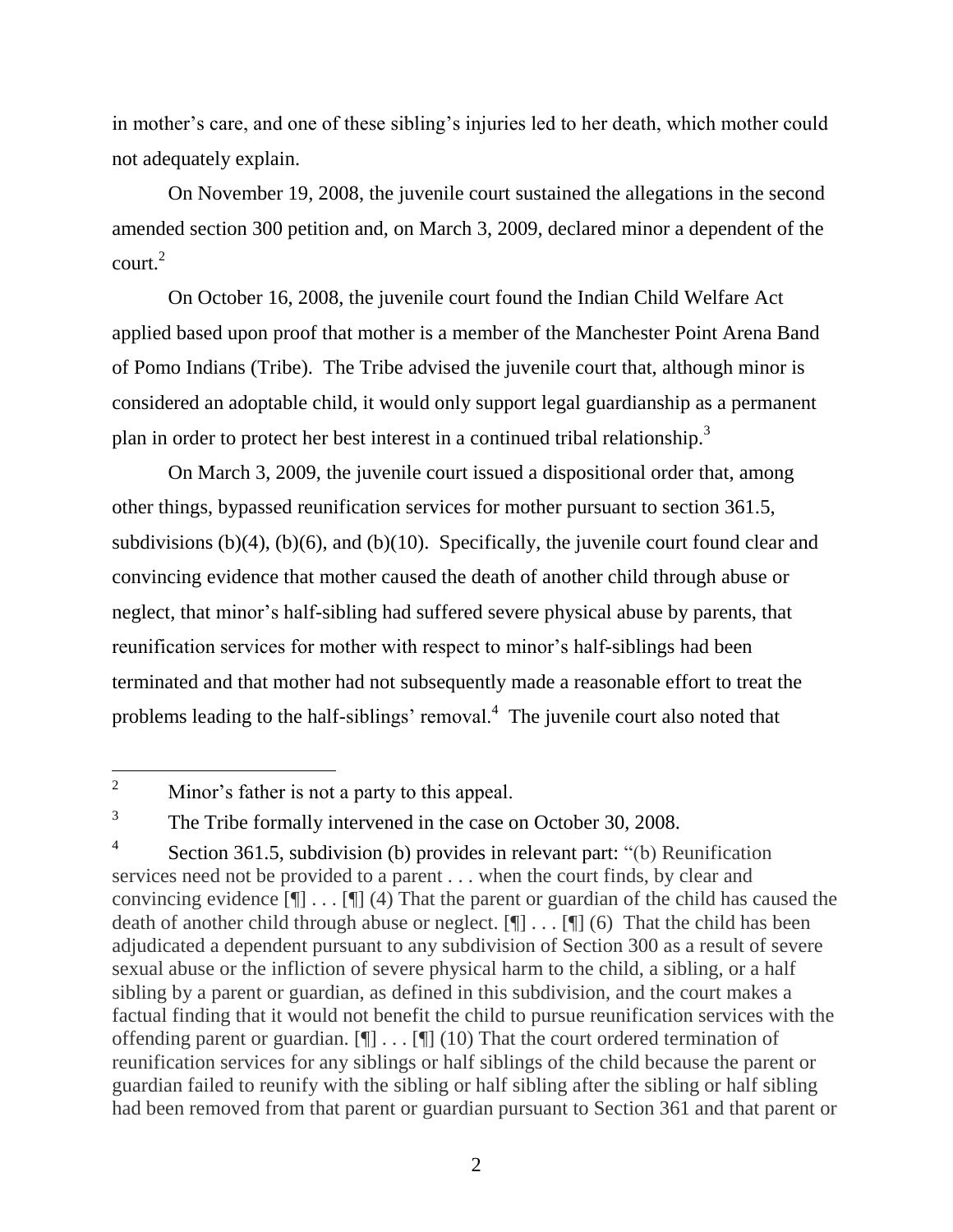in mother's care, and one of these sibling's injuries led to her death, which mother could not adequately explain.

On November 19, 2008, the juvenile court sustained the allegations in the second amended section 300 petition and, on March 3, 2009, declared minor a dependent of the court.[2]

On October 16, 2008, the juvenile court found the Indian Child Welfare Act applied based upon proof that mother is a member of the Manchester Point Arena Band of Pomo Indians (Tribe). The Tribe advised the juvenile court that, although minor is considered an adoptable child, it would only support legal guardianship as a permanent plan in order to protect her best interest in a continued tribal relationship.[3]

On March 3, 2009, the juvenile court issued a dispositional order that, among other things, bypassed reunification services for mother pursuant to section 361.5, subdivisions (b)(4), (b)(6), and (b)(10). Specifically, the juvenile court found clear and convincing evidence that mother caused the death of another child through abuse or neglect, that minor's half-sibling had suffered severe physical abuse by parents, that reunification services for mother with respect to minor's half-siblings had been terminated and that mother had not subsequently made a reasonable effort to treat the problems leading to the half-siblings' removal.[4] The juvenile court also noted that

---

[2] Minor's father is not a party to this appeal.

[3] The Tribe formally intervened in the case on October 30, 2008.

[4] Section 361.5, subdivision (b) provides in relevant part: "(b) Reunification services need not be provided to a parent . . . when the court finds, by clear and convincing evidence [¶] . . . [¶] (4) That the parent or guardian of the child has caused the death of another child through abuse or neglect. [¶] . . . [¶] (6) That the child has been adjudicated a dependent pursuant to any subdivision of Section 300 as a result of severe sexual abuse or the infliction of severe physical harm to the child, a sibling, or a half sibling by a parent or guardian, as defined in this subdivision, and the court makes a factual finding that it would not benefit the child to pursue reunification services with the offending parent or guardian. [¶] . . . [¶] (10) That the court ordered termination of reunification services for any siblings or half siblings of the child because the parent or guardian failed to reunify with the sibling or half sibling after the sibling or half sibling had been removed from that parent or guardian pursuant to Section 361 and that parent or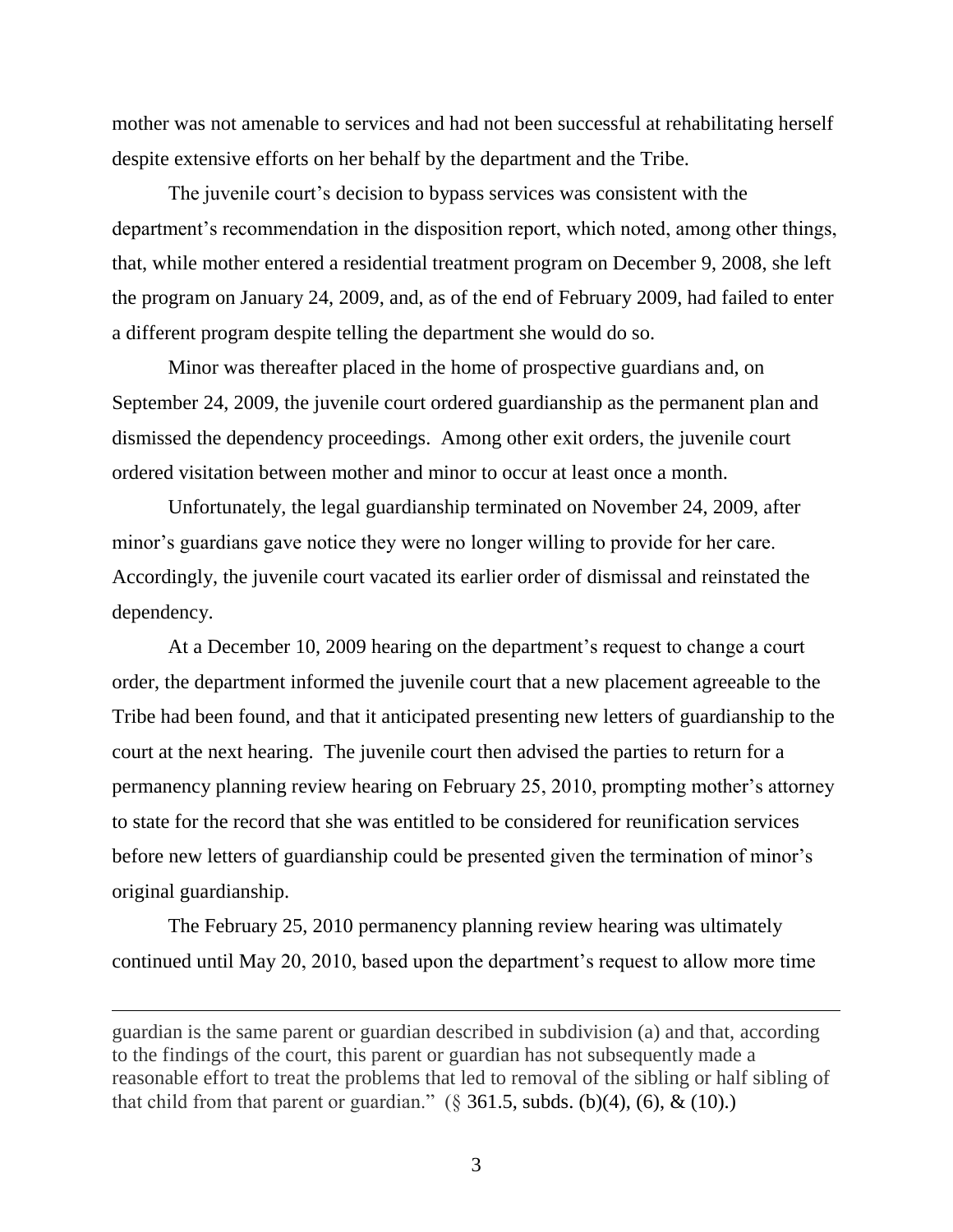mother was not amenable to services and had not been successful at rehabilitating herself despite extensive efforts on her behalf by the department and the Tribe.

The juvenile court's decision to bypass services was consistent with the department's recommendation in the disposition report, which noted, among other things, that, while mother entered a residential treatment program on December 9, 2008, she left the program on January 24, 2009, and, as of the end of February 2009, had failed to enter a different program despite telling the department she would do so.

Minor was thereafter placed in the home of prospective guardians and, on September 24, 2009, the juvenile court ordered guardianship as the permanent plan and dismissed the dependency proceedings. Among other exit orders, the juvenile court ordered visitation between mother and minor to occur at least once a month.

Unfortunately, the legal guardianship terminated on November 24, 2009, after minor's guardians gave notice they were no longer willing to provide for her care. Accordingly, the juvenile court vacated its earlier order of dismissal and reinstated the dependency.

At a December 10, 2009 hearing on the department's request to change a court order, the department informed the juvenile court that a new placement agreeable to the Tribe had been found, and that it anticipated presenting new letters of guardianship to the court at the next hearing. The juvenile court then advised the parties to return for a permanency planning review hearing on February 25, 2010, prompting mother's attorney to state for the record that she was entitled to be considered for reunification services before new letters of guardianship could be presented given the termination of minor's original guardianship.

The February 25, 2010 permanency planning review hearing was ultimately continued until May 20, 2010, based upon the department's request to allow more time

---

guardian is the same parent or guardian described in subdivision (a) and that, according to the findings of the court, this parent or guardian has not subsequently made a reasonable effort to treat the problems that led to removal of the sibling or half sibling of that child from that parent or guardian." (§ 361.5, subds. (b)(4), (6), & (10).)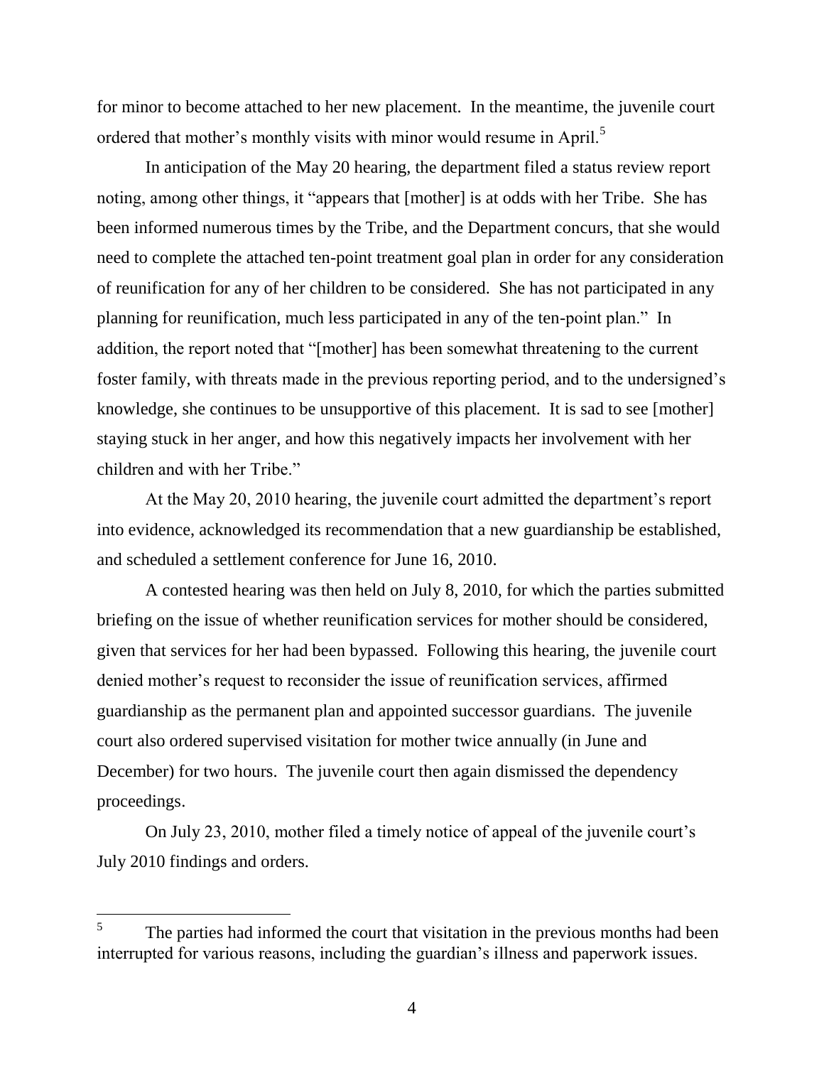for minor to become attached to her new placement. In the meantime, the juvenile court ordered that mother's monthly visits with minor would resume in April.[5]

In anticipation of the May 20 hearing, the department filed a status review report noting, among other things, it "appears that [mother] is at odds with her Tribe. She has been informed numerous times by the Tribe, and the Department concurs, that she would need to complete the attached ten-point treatment goal plan in order for any consideration of reunification for any of her children to be considered. She has not participated in any planning for reunification, much less participated in any of the ten-point plan." In addition, the report noted that "[mother] has been somewhat threatening to the current foster family, with threats made in the previous reporting period, and to the undersigned's knowledge, she continues to be unsupportive of this placement. It is sad to see [mother] staying stuck in her anger, and how this negatively impacts her involvement with her children and with her Tribe."

At the May 20, 2010 hearing, the juvenile court admitted the department's report into evidence, acknowledged its recommendation that a new guardianship be established, and scheduled a settlement conference for June 16, 2010.

A contested hearing was then held on July 8, 2010, for which the parties submitted briefing on the issue of whether reunification services for mother should be considered, given that services for her had been bypassed. Following this hearing, the juvenile court denied mother's request to reconsider the issue of reunification services, affirmed guardianship as the permanent plan and appointed successor guardians. The juvenile court also ordered supervised visitation for mother twice annually (in June and December) for two hours. The juvenile court then again dismissed the dependency proceedings.

On July 23, 2010, mother filed a timely notice of appeal of the juvenile court's July 2010 findings and orders.

---

[5] The parties had informed the court that visitation in the previous months had been interrupted for various reasons, including the guardian's illness and paperwork issues.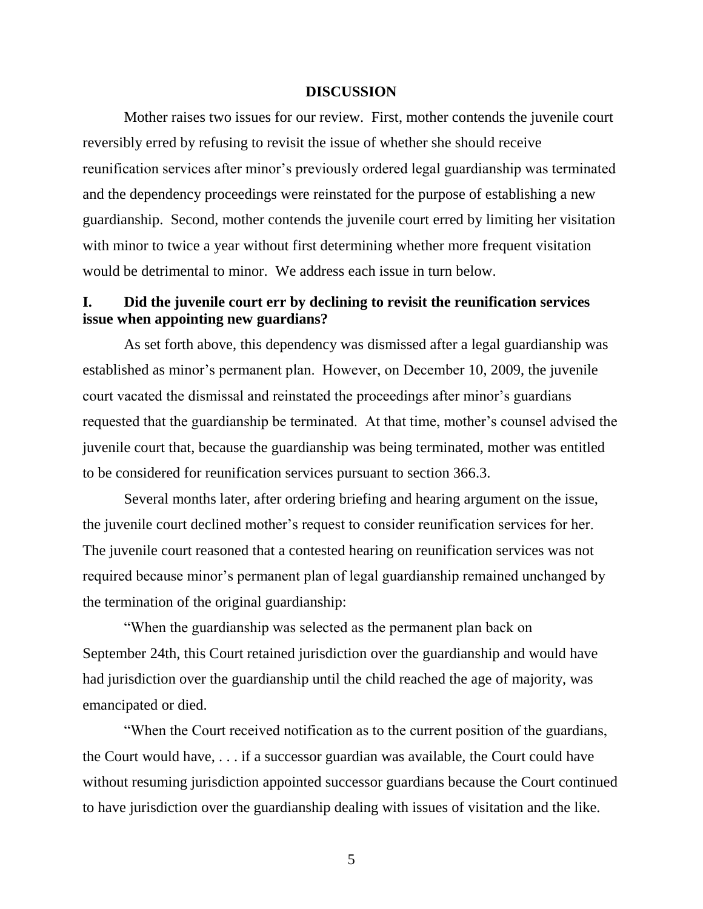## DISCUSSION

Mother raises two issues for our review. First, mother contends the juvenile court reversibly erred by refusing to revisit the issue of whether she should receive reunification services after minor's previously ordered legal guardianship was terminated and the dependency proceedings were reinstated for the purpose of establishing a new guardianship. Second, mother contends the juvenile court erred by limiting her visitation with minor to twice a year without first determining whether more frequent visitation would be detrimental to minor. We address each issue in turn below.

### I. Did the juvenile court err by declining to revisit the reunification services issue when appointing new guardians?

As set forth above, this dependency was dismissed after a legal guardianship was established as minor's permanent plan. However, on December 10, 2009, the juvenile court vacated the dismissal and reinstated the proceedings after minor's guardians requested that the guardianship be terminated. At that time, mother's counsel advised the juvenile court that, because the guardianship was being terminated, mother was entitled to be considered for reunification services pursuant to section 366.3.

Several months later, after ordering briefing and hearing argument on the issue, the juvenile court declined mother's request to consider reunification services for her. The juvenile court reasoned that a contested hearing on reunification services was not required because minor's permanent plan of legal guardianship remained unchanged by the termination of the original guardianship:

"When the guardianship was selected as the permanent plan back on September 24th, this Court retained jurisdiction over the guardianship and would have had jurisdiction over the guardianship until the child reached the age of majority, was emancipated or died.

"When the Court received notification as to the current position of the guardians, the Court would have, . . . if a successor guardian was available, the Court could have without resuming jurisdiction appointed successor guardians because the Court continued to have jurisdiction over the guardianship dealing with issues of visitation and the like.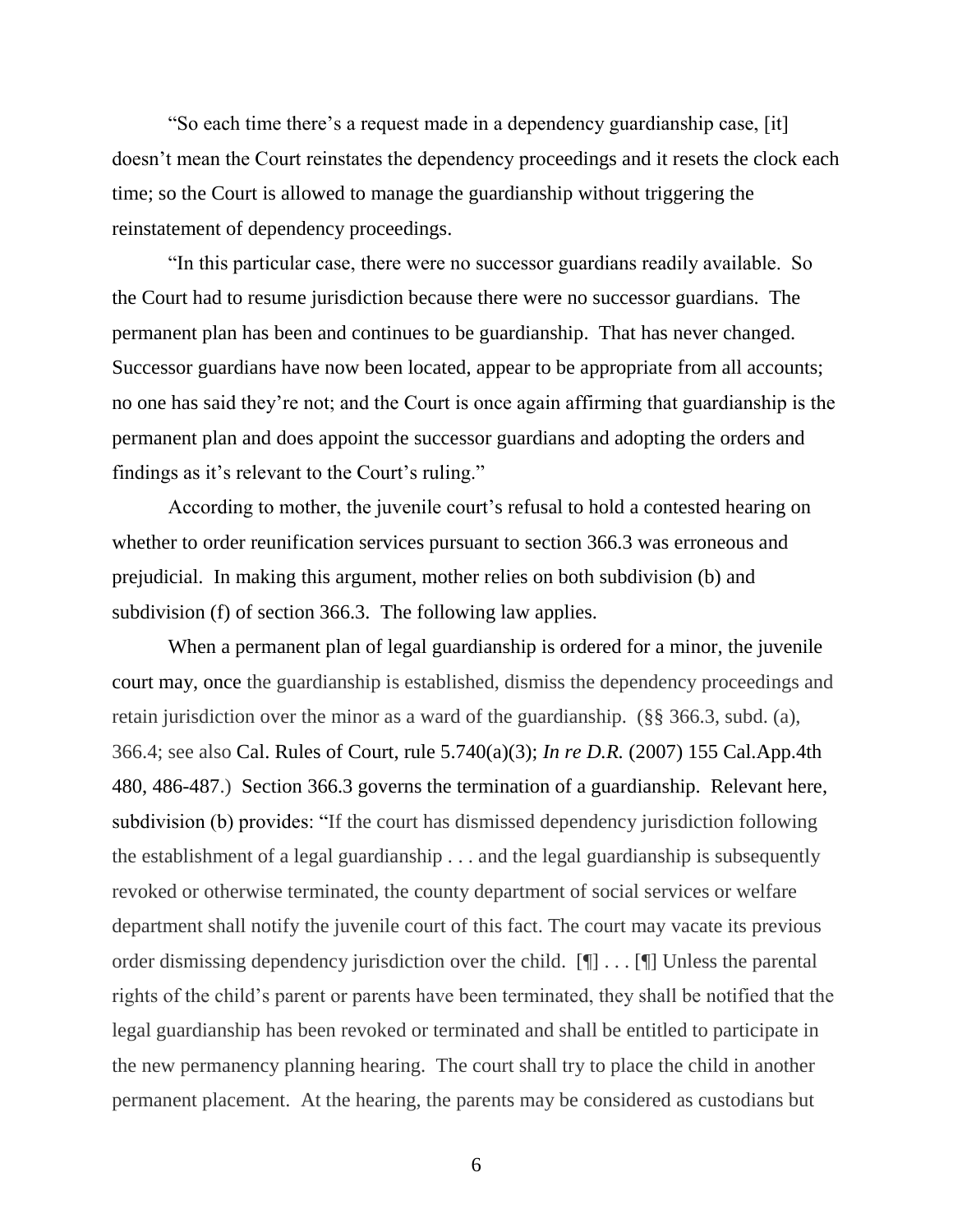"So each time there's a request made in a dependency guardianship case, [it] doesn't mean the Court reinstates the dependency proceedings and it resets the clock each time; so the Court is allowed to manage the guardianship without triggering the reinstatement of dependency proceedings.

"In this particular case, there were no successor guardians readily available. So the Court had to resume jurisdiction because there were no successor guardians. The permanent plan has been and continues to be guardianship. That has never changed. Successor guardians have now been located, appear to be appropriate from all accounts; no one has said they're not; and the Court is once again affirming that guardianship is the permanent plan and does appoint the successor guardians and adopting the orders and findings as it's relevant to the Court's ruling."

According to mother, the juvenile court's refusal to hold a contested hearing on whether to order reunification services pursuant to section 366.3 was erroneous and prejudicial. In making this argument, mother relies on both subdivision (b) and subdivision (f) of section 366.3. The following law applies.

When a permanent plan of legal guardianship is ordered for a minor, the juvenile court may, once the guardianship is established, dismiss the dependency proceedings and retain jurisdiction over the minor as a ward of the guardianship. (§§ 366.3, subd. (a), 366.4; see also Cal. Rules of Court, rule 5.740(a)(3); *In re D.R.* (2007) 155 Cal.App.4th 480, 486-487.) Section 366.3 governs the termination of a guardianship. Relevant here, subdivision (b) provides: "If the court has dismissed dependency jurisdiction following the establishment of a legal guardianship . . . and the legal guardianship is subsequently revoked or otherwise terminated, the county department of social services or welfare department shall notify the juvenile court of this fact. The court may vacate its previous order dismissing dependency jurisdiction over the child. [¶] . . . [¶] Unless the parental rights of the child's parent or parents have been terminated, they shall be notified that the legal guardianship has been revoked or terminated and shall be entitled to participate in the new permanency planning hearing. The court shall try to place the child in another permanent placement. At the hearing, the parents may be considered as custodians but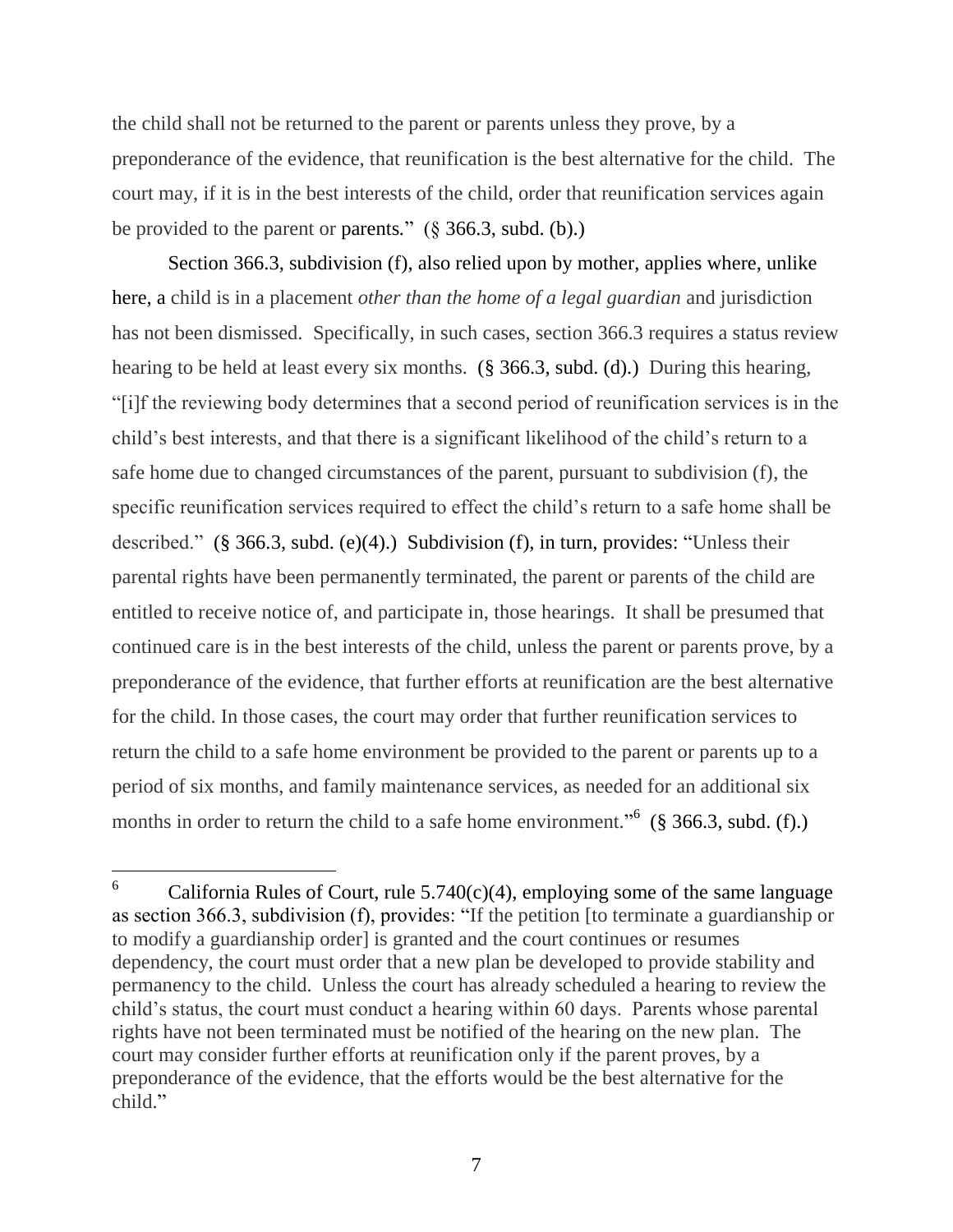the child shall not be returned to the parent or parents unless they prove, by a preponderance of the evidence, that reunification is the best alternative for the child. The court may, if it is in the best interests of the child, order that reunification services again be provided to the parent or parents." (§ 366.3, subd. (b).)

Section 366.3, subdivision (f), also relied upon by mother, applies where, unlike here, a child is in a placement *other than the home of a legal guardian* and jurisdiction has not been dismissed. Specifically, in such cases, section 366.3 requires a status review hearing to be held at least every six months. (§ 366.3, subd. (d).) During this hearing, "[i]f the reviewing body determines that a second period of reunification services is in the child's best interests, and that there is a significant likelihood of the child's return to a safe home due to changed circumstances of the parent, pursuant to subdivision (f), the specific reunification services required to effect the child's return to a safe home shall be described." (§ 366.3, subd. (e)(4).) Subdivision (f), in turn, provides: "Unless their parental rights have been permanently terminated, the parent or parents of the child are entitled to receive notice of, and participate in, those hearings. It shall be presumed that continued care is in the best interests of the child, unless the parent or parents prove, by a preponderance of the evidence, that further efforts at reunification are the best alternative for the child. In those cases, the court may order that further reunification services to return the child to a safe home environment be provided to the parent or parents up to a period of six months, and family maintenance services, as needed for an additional six months in order to return the child to a safe home environment."[6] (§ 366.3, subd. (f).)

---

[6] California Rules of Court, rule 5.740(c)(4), employing some of the same language as section 366.3, subdivision (f), provides: "If the petition [to terminate a guardianship or to modify a guardianship order] is granted and the court continues or resumes dependency, the court must order that a new plan be developed to provide stability and permanency to the child. Unless the court has already scheduled a hearing to review the child's status, the court must conduct a hearing within 60 days. Parents whose parental rights have not been terminated must be notified of the hearing on the new plan. The court may consider further efforts at reunification only if the parent proves, by a preponderance of the evidence, that the efforts would be the best alternative for the child."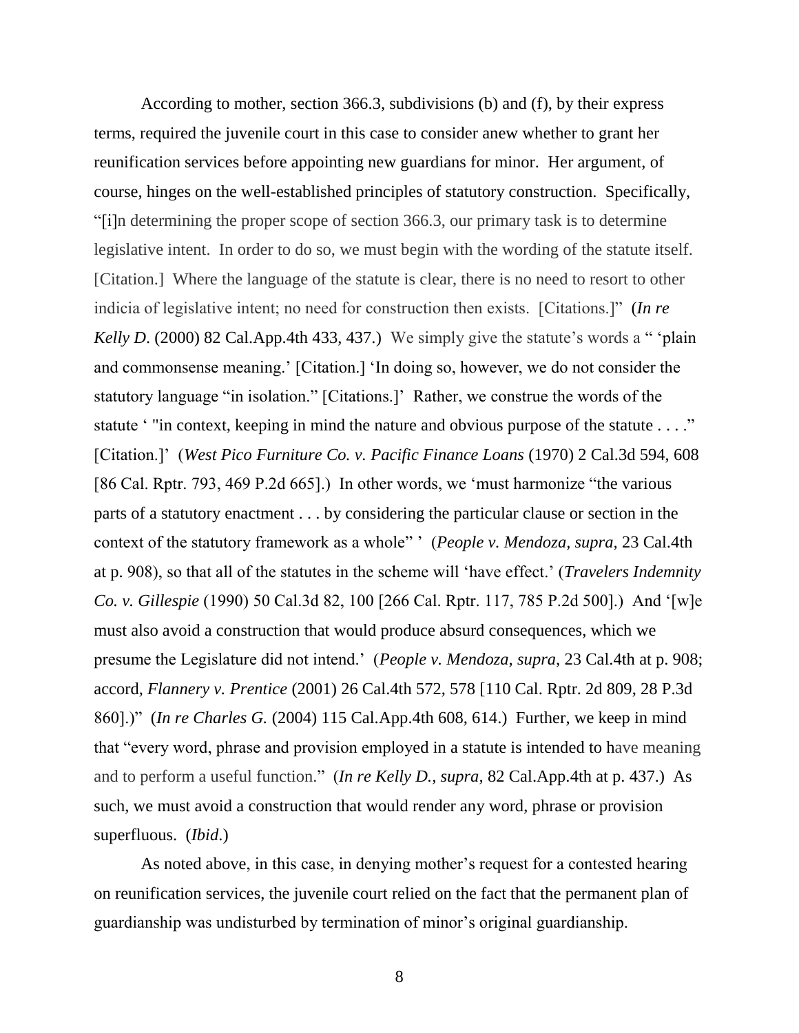According to mother, section 366.3, subdivisions (b) and (f), by their express terms, required the juvenile court in this case to consider anew whether to grant her reunification services before appointing new guardians for minor. Her argument, of course, hinges on the well-established principles of statutory construction. Specifically, "[i]n determining the proper scope of section 366.3, our primary task is to determine legislative intent. In order to do so, we must begin with the wording of the statute itself. [Citation.] Where the language of the statute is clear, there is no need to resort to other indicia of legislative intent; no need for construction then exists. [Citations.]" (*In re Kelly D.* (2000) 82 Cal.App.4th 433, 437.) We simply give the statute's words a " 'plain and commonsense meaning.' [Citation.] 'In doing so, however, we do not consider the statutory language "in isolation." [Citations.]' Rather, we construe the words of the statute ' "in context, keeping in mind the nature and obvious purpose of the statute . . . ." [Citation.]' (*West Pico Furniture Co. v. Pacific Finance Loans* (1970) 2 Cal.3d 594, 608 [86 Cal. Rptr. 793, 469 P.2d 665].) In other words, we 'must harmonize "the various parts of a statutory enactment . . . by considering the particular clause or section in the context of the statutory framework as a whole" ' (*People v. Mendoza, supra,* 23 Cal.4th at p. 908), so that all of the statutes in the scheme will 'have effect.' (*Travelers Indemnity Co. v. Gillespie* (1990) 50 Cal.3d 82, 100 [266 Cal. Rptr. 117, 785 P.2d 500].) And '[w]e must also avoid a construction that would produce absurd consequences, which we presume the Legislature did not intend.' (*People v. Mendoza, supra,* 23 Cal.4th at p. 908; accord, *Flannery v. Prentice* (2001) 26 Cal.4th 572, 578 [110 Cal. Rptr. 2d 809, 28 P.3d 860].)" (*In re Charles G.* (2004) 115 Cal.App.4th 608, 614.) Further, we keep in mind that "every word, phrase and provision employed in a statute is intended to have meaning and to perform a useful function." (*In re Kelly D., supra,* 82 Cal.App.4th at p. 437.) As such, we must avoid a construction that would render any word, phrase or provision superfluous. (*Ibid*.)

As noted above, in this case, in denying mother's request for a contested hearing on reunification services, the juvenile court relied on the fact that the permanent plan of guardianship was undisturbed by termination of minor's original guardianship.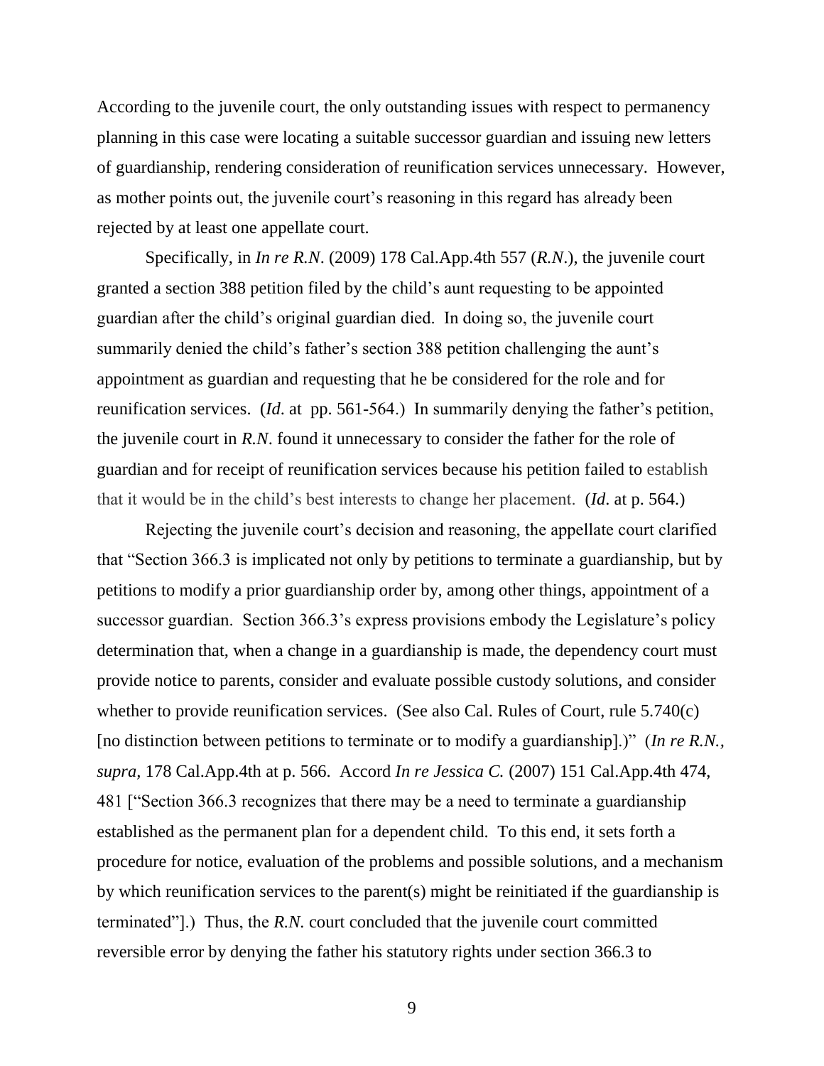According to the juvenile court, the only outstanding issues with respect to permanency planning in this case were locating a suitable successor guardian and issuing new letters of guardianship, rendering consideration of reunification services unnecessary. However, as mother points out, the juvenile court's reasoning in this regard has already been rejected by at least one appellate court.

Specifically, in *In re R.N.* (2009) 178 Cal.App.4th 557 (*R.N.*), the juvenile court granted a section 388 petition filed by the child's aunt requesting to be appointed guardian after the child's original guardian died. In doing so, the juvenile court summarily denied the child's father's section 388 petition challenging the aunt's appointment as guardian and requesting that he be considered for the role and for reunification services. (*Id*. at pp. 561-564.) In summarily denying the father's petition, the juvenile court in *R.N.* found it unnecessary to consider the father for the role of guardian and for receipt of reunification services because his petition failed to establish that it would be in the child's best interests to change her placement. (*Id*. at p. 564.)

Rejecting the juvenile court's decision and reasoning, the appellate court clarified that "Section 366.3 is implicated not only by petitions to terminate a guardianship, but by petitions to modify a prior guardianship order by, among other things, appointment of a successor guardian. Section 366.3's express provisions embody the Legislature's policy determination that, when a change in a guardianship is made, the dependency court must provide notice to parents, consider and evaluate possible custody solutions, and consider whether to provide reunification services. (See also Cal. Rules of Court, rule 5.740(c) [no distinction between petitions to terminate or to modify a guardianship].)" (*In re R.N.*, *supra*, 178 Cal.App.4th at p. 566. Accord *In re Jessica C.* (2007) 151 Cal.App.4th 474, 481 ["Section 366.3 recognizes that there may be a need to terminate a guardianship established as the permanent plan for a dependent child. To this end, it sets forth a procedure for notice, evaluation of the problems and possible solutions, and a mechanism by which reunification services to the parent(s) might be reinitiated if the guardianship is terminated"].) Thus, the *R.N.* court concluded that the juvenile court committed reversible error by denying the father his statutory rights under section 366.3 to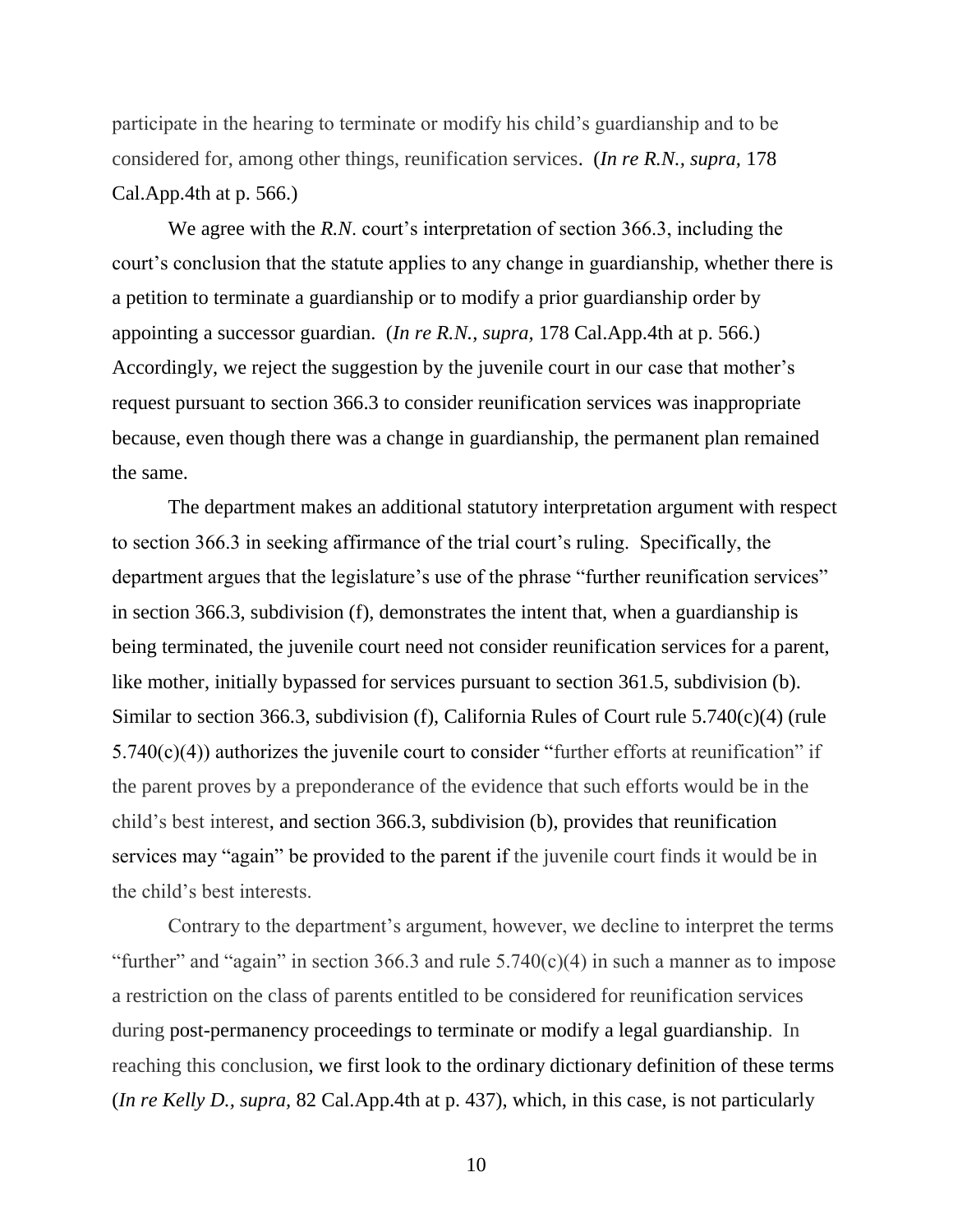participate in the hearing to terminate or modify his child's guardianship and to be considered for, among other things, reunification services. (*In re R.N., supra,* 178 Cal.App.4th at p. 566.)

We agree with the *R.N.* court's interpretation of section 366.3, including the court's conclusion that the statute applies to any change in guardianship, whether there is a petition to terminate a guardianship or to modify a prior guardianship order by appointing a successor guardian. (*In re R.N., supra,* 178 Cal.App.4th at p. 566.) Accordingly, we reject the suggestion by the juvenile court in our case that mother's request pursuant to section 366.3 to consider reunification services was inappropriate because, even though there was a change in guardianship, the permanent plan remained the same.

The department makes an additional statutory interpretation argument with respect to section 366.3 in seeking affirmance of the trial court's ruling. Specifically, the department argues that the legislature's use of the phrase "further reunification services" in section 366.3, subdivision (f), demonstrates the intent that, when a guardianship is being terminated, the juvenile court need not consider reunification services for a parent, like mother, initially bypassed for services pursuant to section 361.5, subdivision (b). Similar to section 366.3, subdivision (f), California Rules of Court rule 5.740(c)(4) (rule 5.740(c)(4)) authorizes the juvenile court to consider "further efforts at reunification" if the parent proves by a preponderance of the evidence that such efforts would be in the child's best interest, and section 366.3, subdivision (b), provides that reunification services may "again" be provided to the parent if the juvenile court finds it would be in the child's best interests.

Contrary to the department's argument, however, we decline to interpret the terms "further" and "again" in section 366.3 and rule 5.740(c)(4) in such a manner as to impose a restriction on the class of parents entitled to be considered for reunification services during post-permanency proceedings to terminate or modify a legal guardianship. In reaching this conclusion, we first look to the ordinary dictionary definition of these terms (*In re Kelly D., supra,* 82 Cal.App.4th at p. 437), which, in this case, is not particularly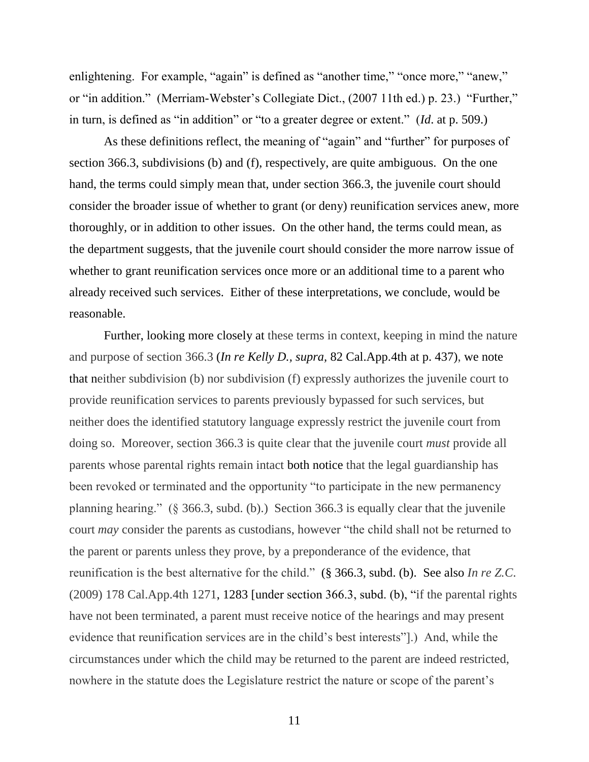enlightening. For example, "again" is defined as "another time," "once more," "anew," or "in addition." (Merriam-Webster's Collegiate Dict., (2007 11th ed.) p. 23.) "Further," in turn, is defined as "in addition" or "to a greater degree or extent." (*Id*. at p. 509.)

As these definitions reflect, the meaning of "again" and "further" for purposes of section 366.3, subdivisions (b) and (f), respectively, are quite ambiguous. On the one hand, the terms could simply mean that, under section 366.3, the juvenile court should consider the broader issue of whether to grant (or deny) reunification services anew, more thoroughly, or in addition to other issues. On the other hand, the terms could mean, as the department suggests, that the juvenile court should consider the more narrow issue of whether to grant reunification services once more or an additional time to a parent who already received such services. Either of these interpretations, we conclude, would be reasonable.

Further, looking more closely at these terms in context, keeping in mind the nature and purpose of section 366.3 (*In re Kelly D., supra,* 82 Cal.App.4th at p. 437), we note that neither subdivision (b) nor subdivision (f) expressly authorizes the juvenile court to provide reunification services to parents previously bypassed for such services, but neither does the identified statutory language expressly restrict the juvenile court from doing so. Moreover, section 366.3 is quite clear that the juvenile court *must* provide all parents whose parental rights remain intact both notice that the legal guardianship has been revoked or terminated and the opportunity "to participate in the new permanency planning hearing." (§ 366.3, subd. (b).) Section 366.3 is equally clear that the juvenile court *may* consider the parents as custodians, however "the child shall not be returned to the parent or parents unless they prove, by a preponderance of the evidence, that reunification is the best alternative for the child." (§ 366.3, subd. (b). See also *In re Z.C.* (2009) 178 Cal.App.4th 1271, 1283 [under section 366.3, subd. (b), "if the parental rights have not been terminated, a parent must receive notice of the hearings and may present evidence that reunification services are in the child's best interests"].) And, while the circumstances under which the child may be returned to the parent are indeed restricted, nowhere in the statute does the Legislature restrict the nature or scope of the parent's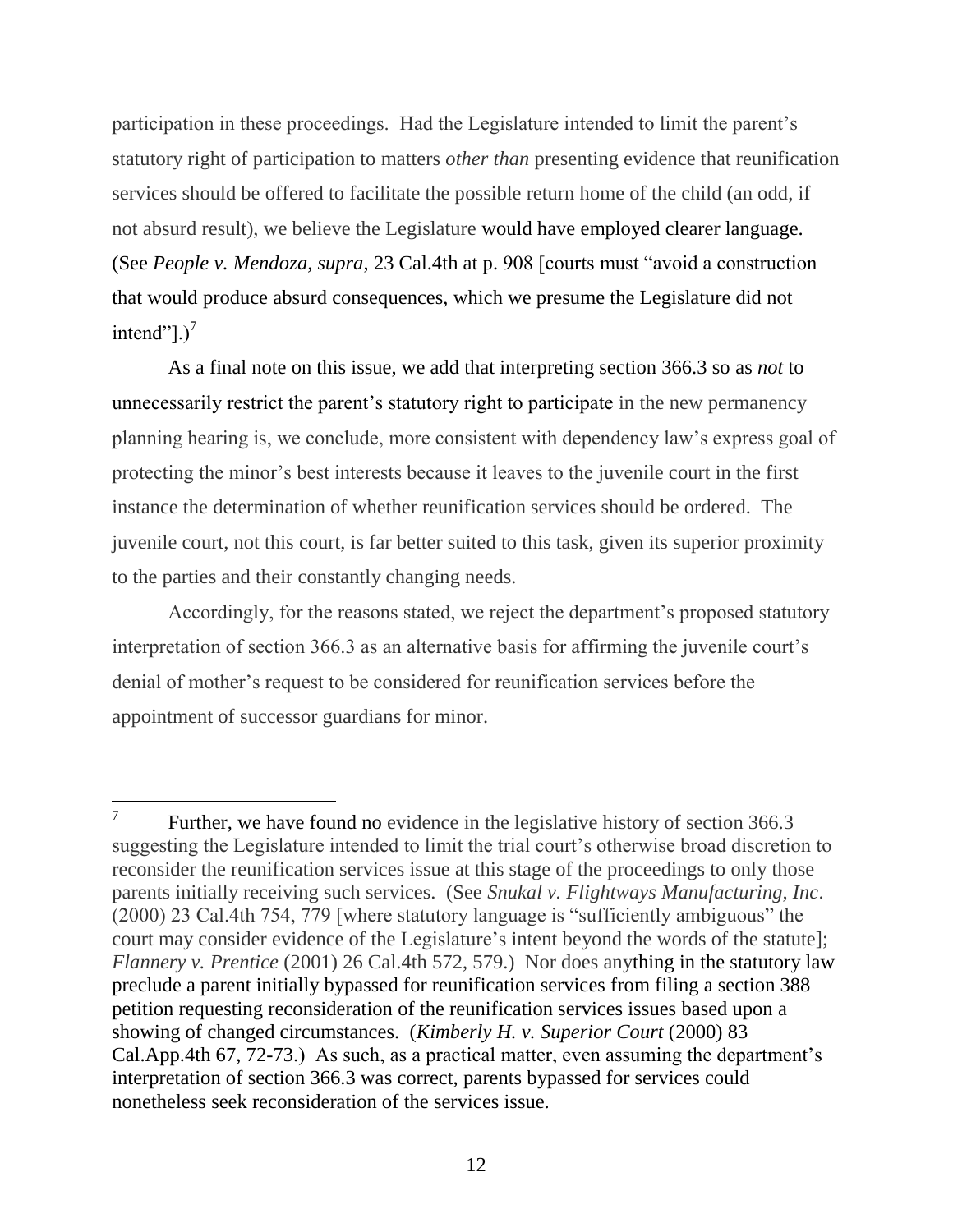participation in these proceedings. Had the Legislature intended to limit the parent's statutory right of participation to matters *other than* presenting evidence that reunification services should be offered to facilitate the possible return home of the child (an odd, if not absurd result), we believe the Legislature would have employed clearer language. (See *People v. Mendoza, supra,* 23 Cal.4th at p. 908 [courts must "avoid a construction that would produce absurd consequences, which we presume the Legislature did not intend"].)[7]

As a final note on this issue, we add that interpreting section 366.3 so as *not* to unnecessarily restrict the parent's statutory right to participate in the new permanency planning hearing is, we conclude, more consistent with dependency law's express goal of protecting the minor's best interests because it leaves to the juvenile court in the first instance the determination of whether reunification services should be ordered. The juvenile court, not this court, is far better suited to this task, given its superior proximity to the parties and their constantly changing needs.

Accordingly, for the reasons stated, we reject the department's proposed statutory interpretation of section 366.3 as an alternative basis for affirming the juvenile court's denial of mother's request to be considered for reunification services before the appointment of successor guardians for minor.

---

[7] Further, we have found no evidence in the legislative history of section 366.3 suggesting the Legislature intended to limit the trial court's otherwise broad discretion to reconsider the reunification services issue at this stage of the proceedings to only those parents initially receiving such services. (See *Snukal v. Flightways Manufacturing, Inc*. (2000) 23 Cal.4th 754, 779 [where statutory language is "sufficiently ambiguous" the court may consider evidence of the Legislature's intent beyond the words of the statute]; *Flannery v. Prentice* (2001) 26 Cal.4th 572, 579.) Nor does anything in the statutory law preclude a parent initially bypassed for reunification services from filing a section 388 petition requesting reconsideration of the reunification services issues based upon a showing of changed circumstances. (*Kimberly H. v. Superior Court* (2000) 83 Cal.App.4th 67, 72-73.) As such, as a practical matter, even assuming the department's interpretation of section 366.3 was correct, parents bypassed for services could nonetheless seek reconsideration of the services issue.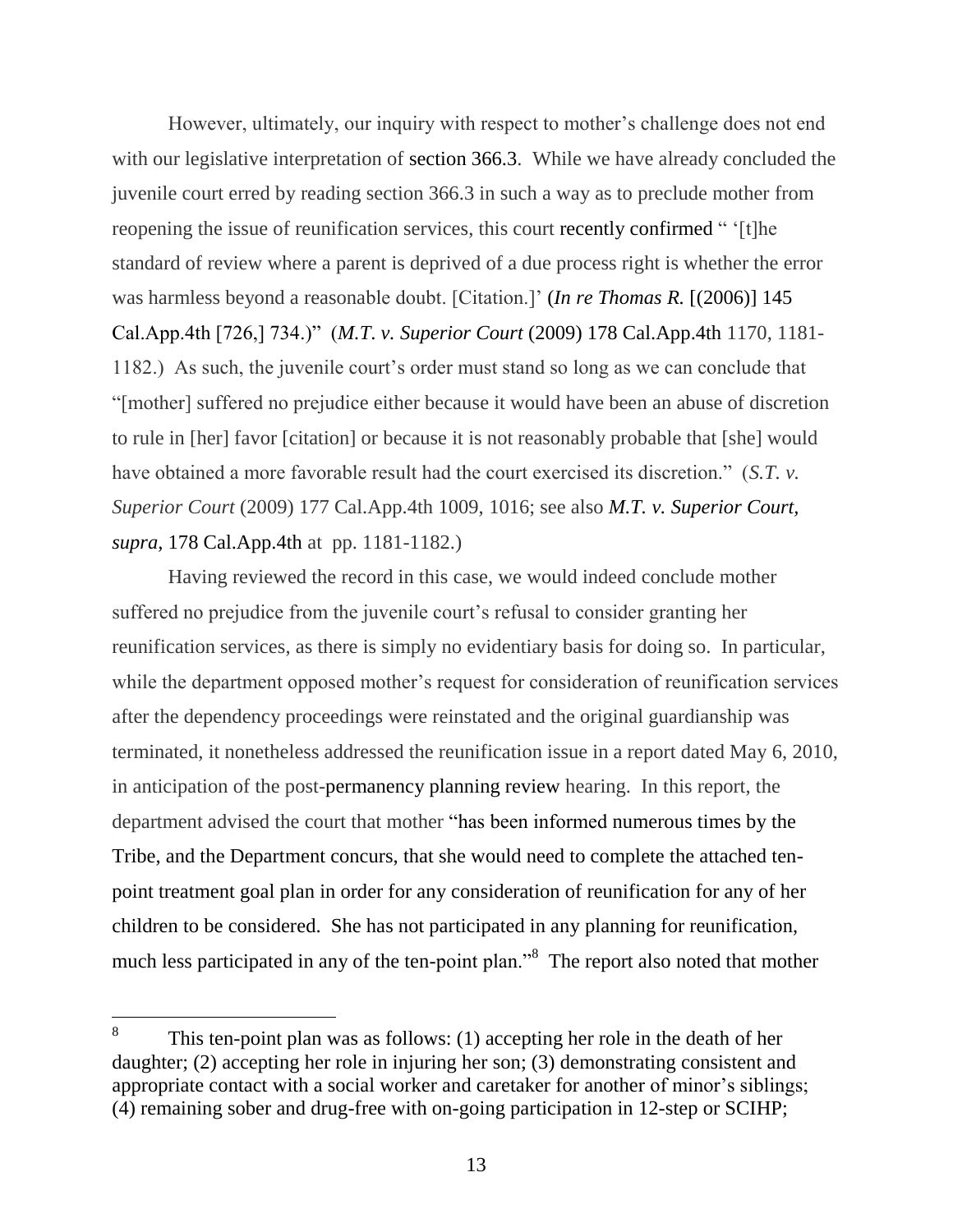However, ultimately, our inquiry with respect to mother's challenge does not end with our legislative interpretation of section 366.3. While we have already concluded the juvenile court erred by reading section 366.3 in such a way as to preclude mother from reopening the issue of reunification services, this court recently confirmed " '[t]he standard of review where a parent is deprived of a due process right is whether the error was harmless beyond a reasonable doubt. [Citation.]' (*In re Thomas R.* [(2006)] 145 Cal.App.4th [726,] 734.)" (*M.T. v. Superior Court* (2009) 178 Cal.App.4th 1170, 1181-1182.) As such, the juvenile court's order must stand so long as we can conclude that "[mother] suffered no prejudice either because it would have been an abuse of discretion to rule in [her] favor [citation] or because it is not reasonably probable that [she] would have obtained a more favorable result had the court exercised its discretion." (*S.T. v. Superior Court* (2009) 177 Cal.App.4th 1009, 1016; see also *M.T. v. Superior Court, supra,* 178 Cal.App.4th at pp. 1181-1182.)

Having reviewed the record in this case, we would indeed conclude mother suffered no prejudice from the juvenile court's refusal to consider granting her reunification services, as there is simply no evidentiary basis for doing so. In particular, while the department opposed mother's request for consideration of reunification services after the dependency proceedings were reinstated and the original guardianship was terminated, it nonetheless addressed the reunification issue in a report dated May 6, 2010, in anticipation of the post-permanency planning review hearing. In this report, the department advised the court that mother "has been informed numerous times by the Tribe, and the Department concurs, that she would need to complete the attached ten-point treatment goal plan in order for any consideration of reunification for any of her children to be considered. She has not participated in any planning for reunification, much less participated in any of the ten-point plan."[8] The report also noted that mother

[8] This ten-point plan was as follows: (1) accepting her role in the death of her daughter; (2) accepting her role in injuring her son; (3) demonstrating consistent and appropriate contact with a social worker and caretaker for another of minor's siblings; (4) remaining sober and drug-free with on-going participation in 12-step or SCIHP;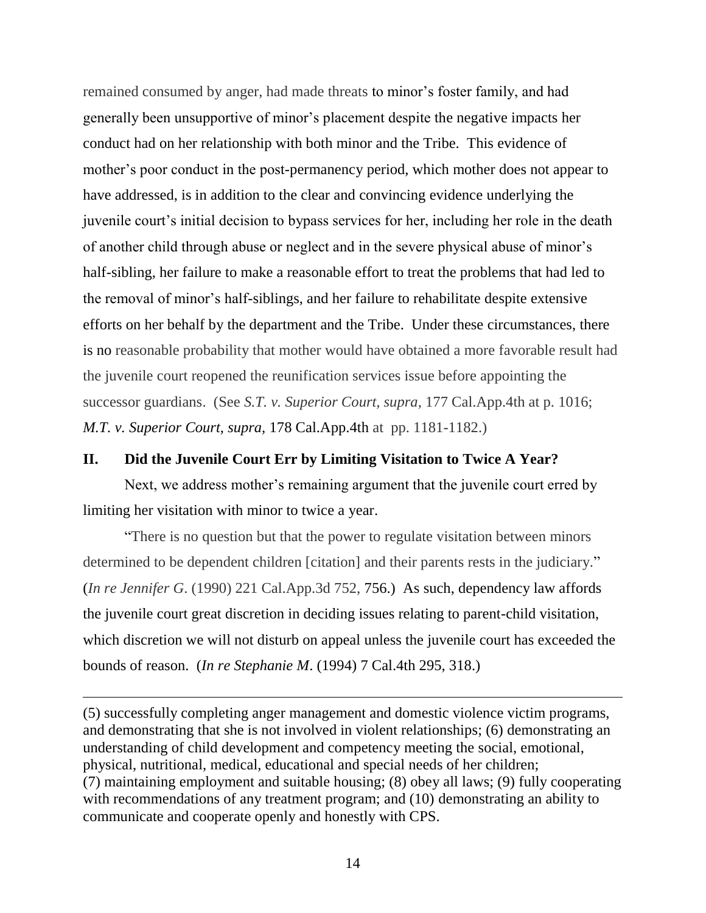remained consumed by anger, had made threats to minor's foster family, and had generally been unsupportive of minor's placement despite the negative impacts her conduct had on her relationship with both minor and the Tribe. This evidence of mother's poor conduct in the post-permanency period, which mother does not appear to have addressed, is in addition to the clear and convincing evidence underlying the juvenile court's initial decision to bypass services for her, including her role in the death of another child through abuse or neglect and in the severe physical abuse of minor's half-sibling, her failure to make a reasonable effort to treat the problems that had led to the removal of minor's half-siblings, and her failure to rehabilitate despite extensive efforts on her behalf by the department and the Tribe. Under these circumstances, there is no reasonable probability that mother would have obtained a more favorable result had the juvenile court reopened the reunification services issue before appointing the successor guardians. (See *S.T. v. Superior Court*, *supra*, 177 Cal.App.4th at p. 1016; *M.T. v. Superior Court*, *supra*, 178 Cal.App.4th at pp. 1181-1182.)

## II. Did the Juvenile Court Err by Limiting Visitation to Twice A Year?

Next, we address mother's remaining argument that the juvenile court erred by limiting her visitation with minor to twice a year.

"There is no question but that the power to regulate visitation between minors determined to be dependent children [citation] and their parents rests in the judiciary." (*In re Jennifer G*. (1990) 221 Cal.App.3d 752, 756.) As such, dependency law affords the juvenile court great discretion in deciding issues relating to parent-child visitation, which discretion we will not disturb on appeal unless the juvenile court has exceeded the bounds of reason. (*In re Stephanie M*. (1994) 7 Cal.4th 295, 318.)

---

(5) successfully completing anger management and domestic violence victim programs, and demonstrating that she is not involved in violent relationships; (6) demonstrating an understanding of child development and competency meeting the social, emotional, physical, nutritional, medical, educational and special needs of her children; (7) maintaining employment and suitable housing; (8) obey all laws; (9) fully cooperating with recommendations of any treatment program; and (10) demonstrating an ability to communicate and cooperate openly and honestly with CPS.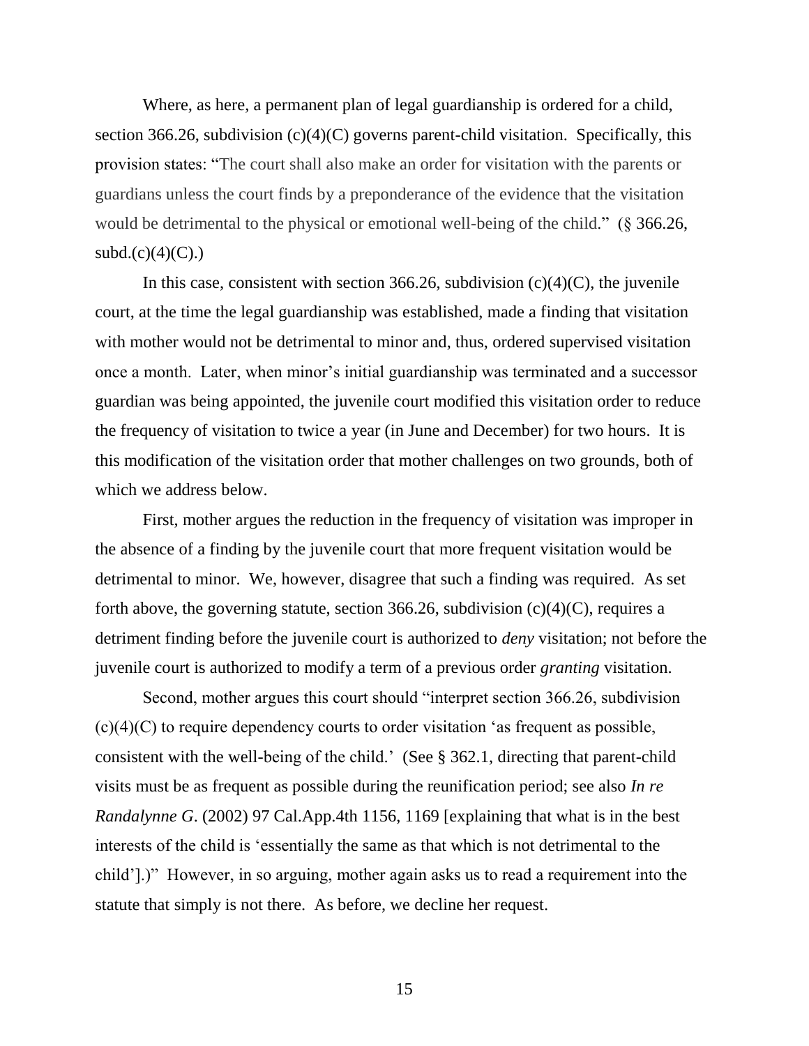Where, as here, a permanent plan of legal guardianship is ordered for a child, section 366.26, subdivision (c)(4)(C) governs parent-child visitation. Specifically, this provision states: "The court shall also make an order for visitation with the parents or guardians unless the court finds by a preponderance of the evidence that the visitation would be detrimental to the physical or emotional well-being of the child." (§ 366.26, subd.(c)(4)(C).)

In this case, consistent with section 366.26, subdivision (c)(4)(C), the juvenile court, at the time the legal guardianship was established, made a finding that visitation with mother would not be detrimental to minor and, thus, ordered supervised visitation once a month. Later, when minor's initial guardianship was terminated and a successor guardian was being appointed, the juvenile court modified this visitation order to reduce the frequency of visitation to twice a year (in June and December) for two hours. It is this modification of the visitation order that mother challenges on two grounds, both of which we address below.

First, mother argues the reduction in the frequency of visitation was improper in the absence of a finding by the juvenile court that more frequent visitation would be detrimental to minor. We, however, disagree that such a finding was required. As set forth above, the governing statute, section 366.26, subdivision (c)(4)(C), requires a detriment finding before the juvenile court is authorized to *deny* visitation; not before the juvenile court is authorized to modify a term of a previous order *granting* visitation.

Second, mother argues this court should "interpret section 366.26, subdivision (c)(4)(C) to require dependency courts to order visitation 'as frequent as possible, consistent with the well-being of the child.' (See § 362.1, directing that parent-child visits must be as frequent as possible during the reunification period; see also *In re Randalynne G*. (2002) 97 Cal.App.4th 1156, 1169 [explaining that what is in the best interests of the child is 'essentially the same as that which is not detrimental to the child'].)" However, in so arguing, mother again asks us to read a requirement into the statute that simply is not there. As before, we decline her request.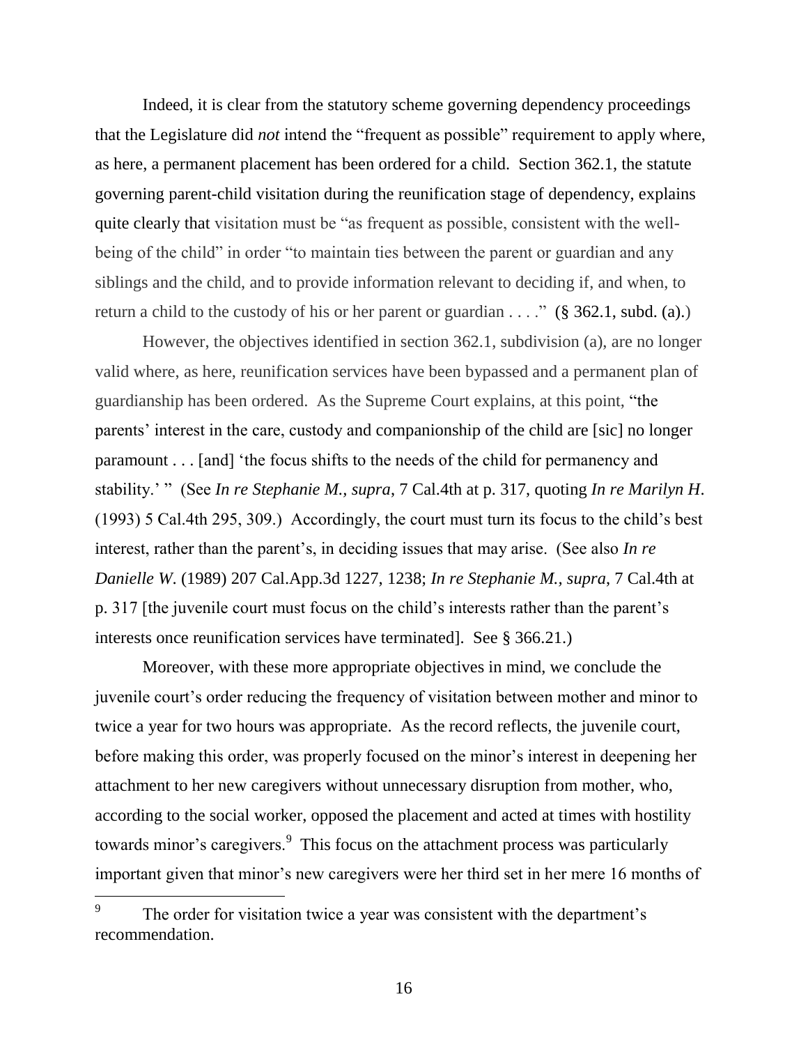Indeed, it is clear from the statutory scheme governing dependency proceedings that the Legislature did *not* intend the "frequent as possible" requirement to apply where, as here, a permanent placement has been ordered for a child. Section 362.1, the statute governing parent-child visitation during the reunification stage of dependency, explains quite clearly that visitation must be "as frequent as possible, consistent with the well-being of the child" in order "to maintain ties between the parent or guardian and any siblings and the child, and to provide information relevant to deciding if, and when, to return a child to the custody of his or her parent or guardian . . . ." (§ 362.1, subd. (a).)

However, the objectives identified in section 362.1, subdivision (a), are no longer valid where, as here, reunification services have been bypassed and a permanent plan of guardianship has been ordered. As the Supreme Court explains, at this point, "the parents' interest in the care, custody and companionship of the child are [sic] no longer paramount . . . [and] 'the focus shifts to the needs of the child for permanency and stability.' " (See *In re Stephanie M., supra*, 7 Cal.4th at p. 317, quoting *In re Marilyn H*. (1993) 5 Cal.4th 295, 309.) Accordingly, the court must turn its focus to the child's best interest, rather than the parent's, in deciding issues that may arise. (See also *In re Danielle W*. (1989) 207 Cal.App.3d 1227, 1238; *In re Stephanie M., supra*, 7 Cal.4th at p. 317 [the juvenile court must focus on the child's interests rather than the parent's interests once reunification services have terminated]. See § 366.21.)

Moreover, with these more appropriate objectives in mind, we conclude the juvenile court's order reducing the frequency of visitation between mother and minor to twice a year for two hours was appropriate. As the record reflects, the juvenile court, before making this order, was properly focused on the minor's interest in deepening her attachment to her new caregivers without unnecessary disruption from mother, who, according to the social worker, opposed the placement and acted at times with hostility towards minor's caregivers.[9] This focus on the attachment process was particularly important given that minor's new caregivers were her third set in her mere 16 months of

[9] The order for visitation twice a year was consistent with the department's recommendation.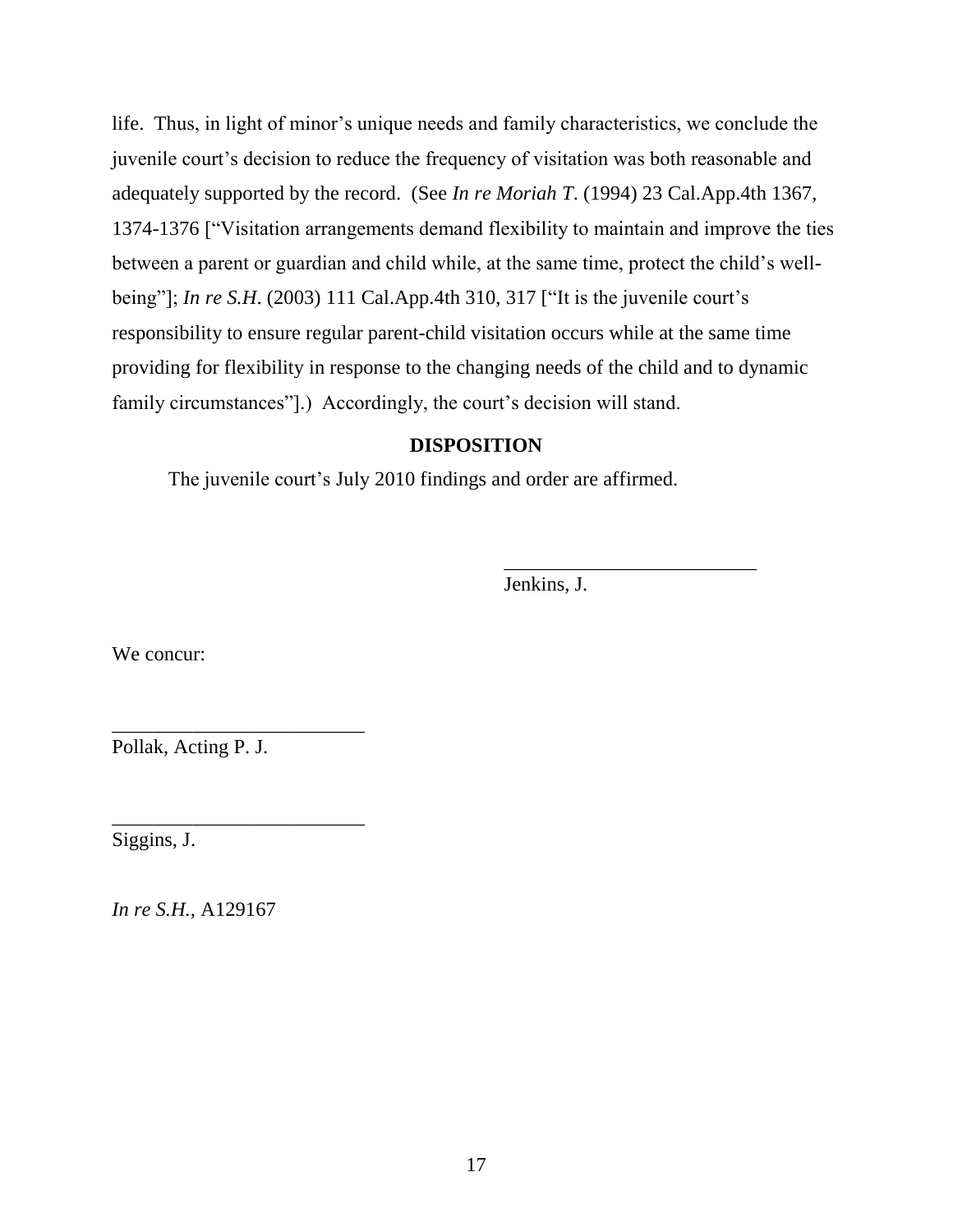life. Thus, in light of minor's unique needs and family characteristics, we conclude the juvenile court's decision to reduce the frequency of visitation was both reasonable and adequately supported by the record. (See *In re Moriah T.* (1994) 23 Cal.App.4th 1367, 1374-1376 ["Visitation arrangements demand flexibility to maintain and improve the ties between a parent or guardian and child while, at the same time, protect the child's well-being"]; *In re S.H.* (2003) 111 Cal.App.4th 310, 317 ["It is the juvenile court's responsibility to ensure regular parent-child visitation occurs while at the same time providing for flexibility in response to the changing needs of the child and to dynamic family circumstances"].) Accordingly, the court's decision will stand.

**DISPOSITION**

The juvenile court's July 2010 findings and order are affirmed.

_________________________
Jenkins, J.

We concur:

_________________________
Pollak, Acting P. J.

_________________________
Siggins, J.

*In re S.H.*, A129167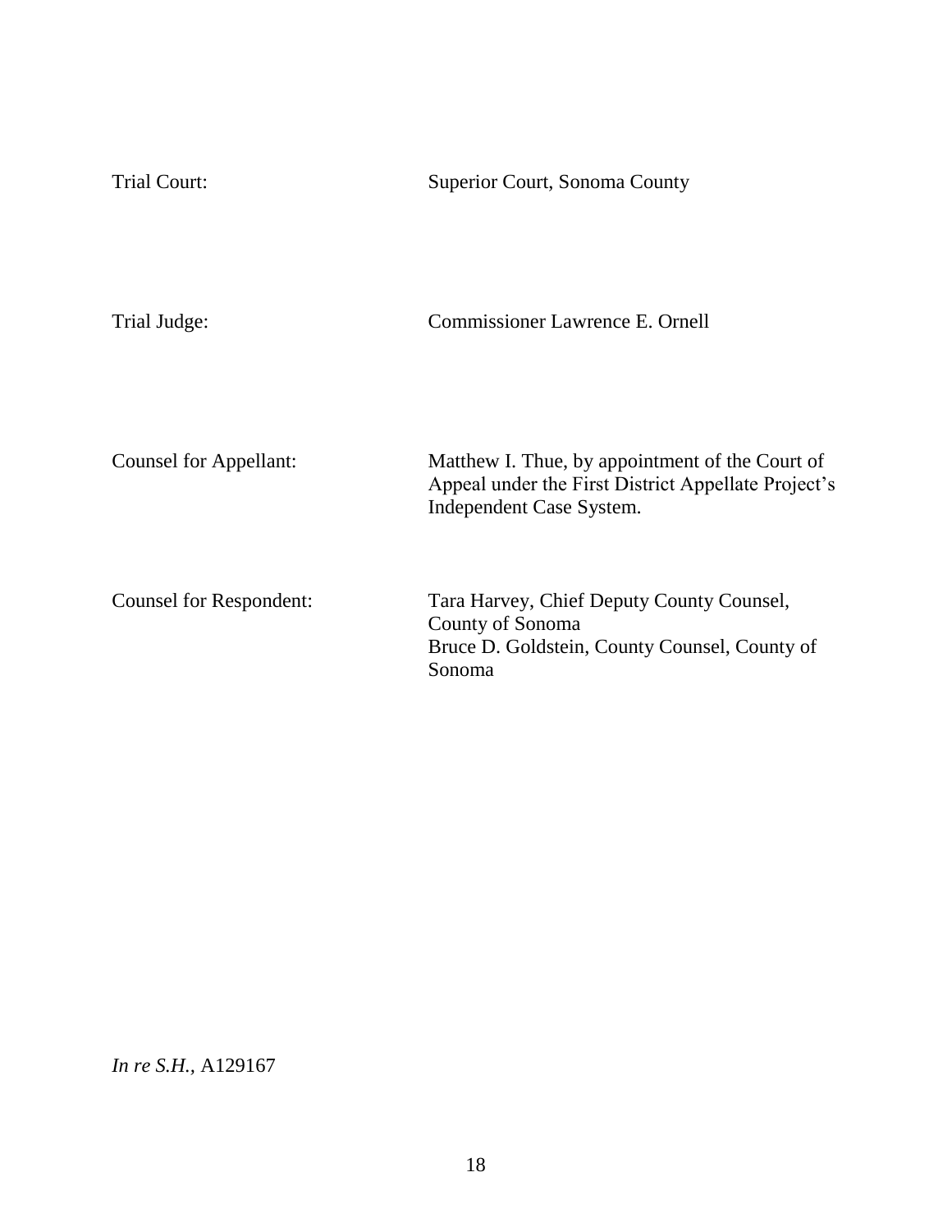| | |
|---|---|
| Trial Court: | Superior Court, Sonoma County |
| Trial Judge: | Commissioner Lawrence E. Ornell |
| Counsel for Appellant: | Matthew I. Thue, by appointment of the Court of Appeal under the First District Appellate Project's Independent Case System. |
| Counsel for Respondent: | Tara Harvey, Chief Deputy County Counsel, County of Sonoma<br>Bruce D. Goldstein, County Counsel, County of Sonoma |

*In re S.H.*, A129167